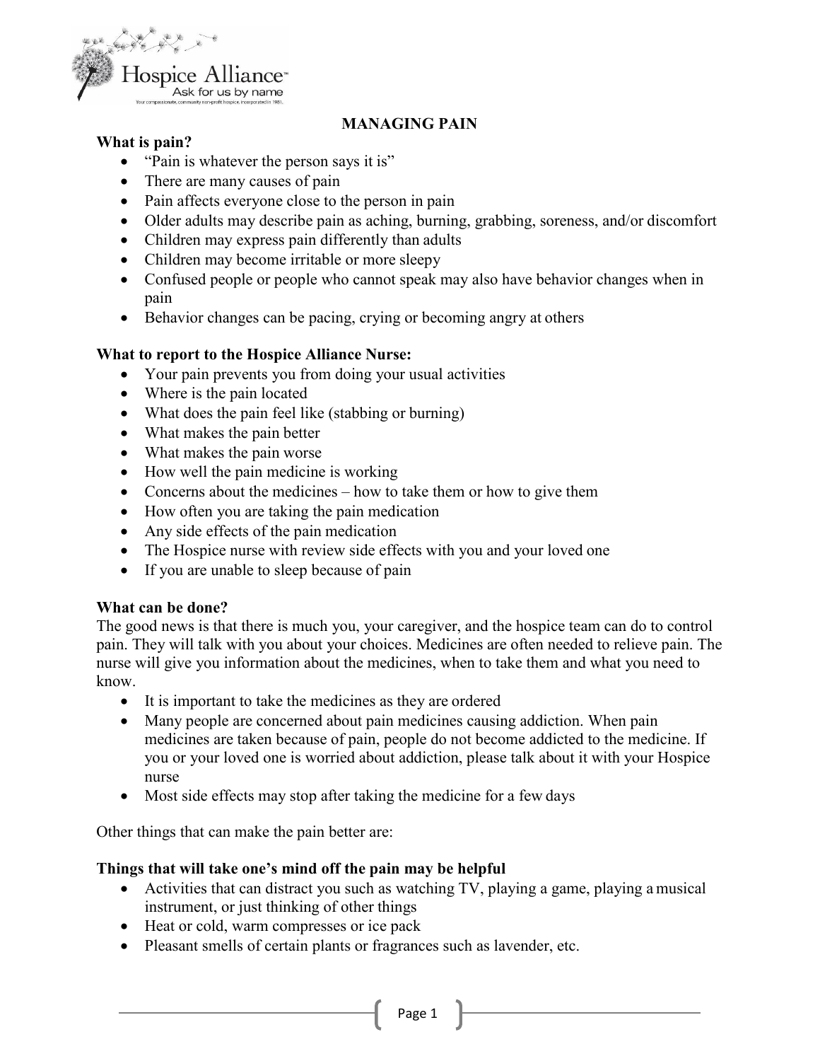# MANAGING PAIN

**What is pain?**

- "Pain is whatever the person says it is"
- There are many causes of pain
- Pain affects everyone close to the person in pain
- Older adults may describe pain as aching, burning, grabbing, soreness, and/or discomfort
- Children may express pain differently than adults
- Children may become irritable or more sleepy
- Confused people or people who cannot speak may also have behavior changes when in pain
- Behavior changes can be pacing, crying or becoming angry at others

**What to report to the Hospice Alliance Nurse:**

- Your pain prevents you from doing your usual activities
- Where is the pain located
- What does the pain feel like (stabbing or burning)
- What makes the pain better
- What makes the pain worse
- How well the pain medicine is working
- Concerns about the medicines – how to take them or how to give them
- How often you are taking the pain medication
- Any side effects of the pain medication
- The Hospice nurse with review side effects with you and your loved one
- If you are unable to sleep because of pain

**What can be done?**

The good news is that there is much you, your caregiver, and the hospice team can do to control pain. They will talk with you about your choices. Medicines are often needed to relieve pain. The nurse will give you information about the medicines, when to take them and what you need to know.

- It is important to take the medicines as they are ordered
- Many people are concerned about pain medicines causing addiction. When pain medicines are taken because of pain, people do not become addicted to the medicine. If you or your loved one is worried about addiction, please talk about it with your Hospice nurse
- Most side effects may stop after taking the medicine for a few days

Other things that can make the pain better are:

**Things that will take one's mind off the pain may be helpful**

- Activities that can distract you such as watching TV, playing a game, playing a musical instrument, or just thinking of other things
- Heat or cold, warm compresses or ice pack
- Pleasant smells of certain plants or fragrances such as lavender, etc.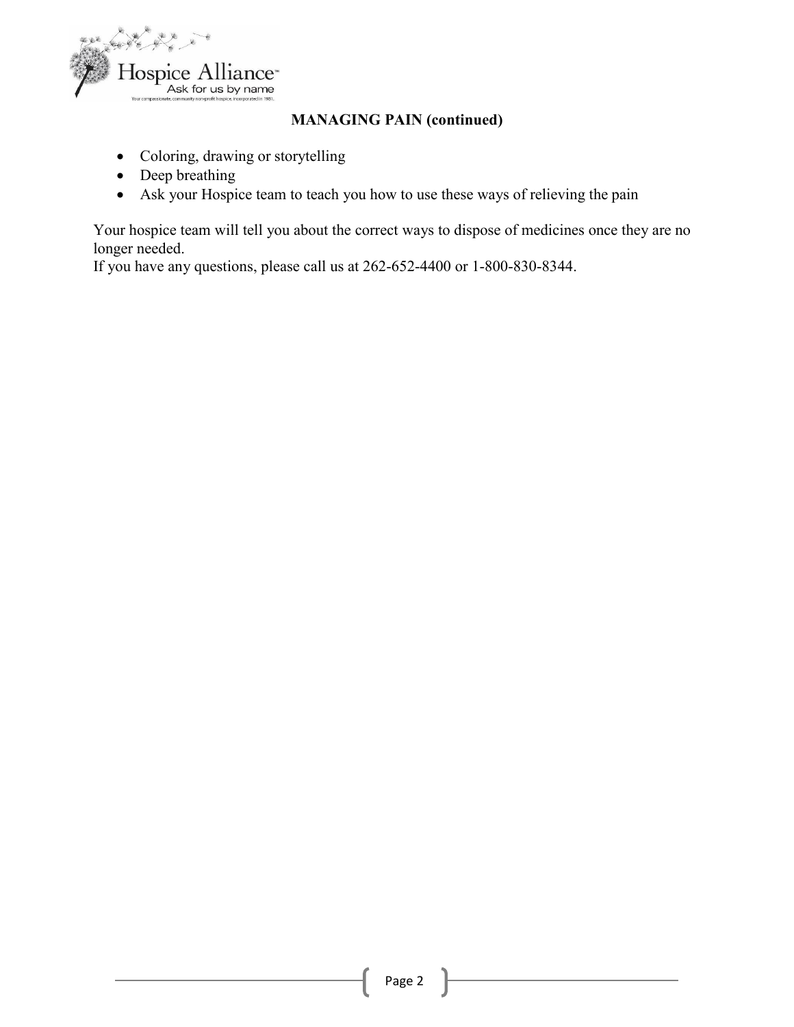**MANAGING PAIN (continued)**

- Coloring, drawing or storytelling
- Deep breathing
- Ask your Hospice team to teach you how to use these ways of relieving the pain

Your hospice team will tell you about the correct ways to dispose of medicines once they are no longer needed.
If you have any questions, please call us at 262-652-4400 or 1-800-830-8344.